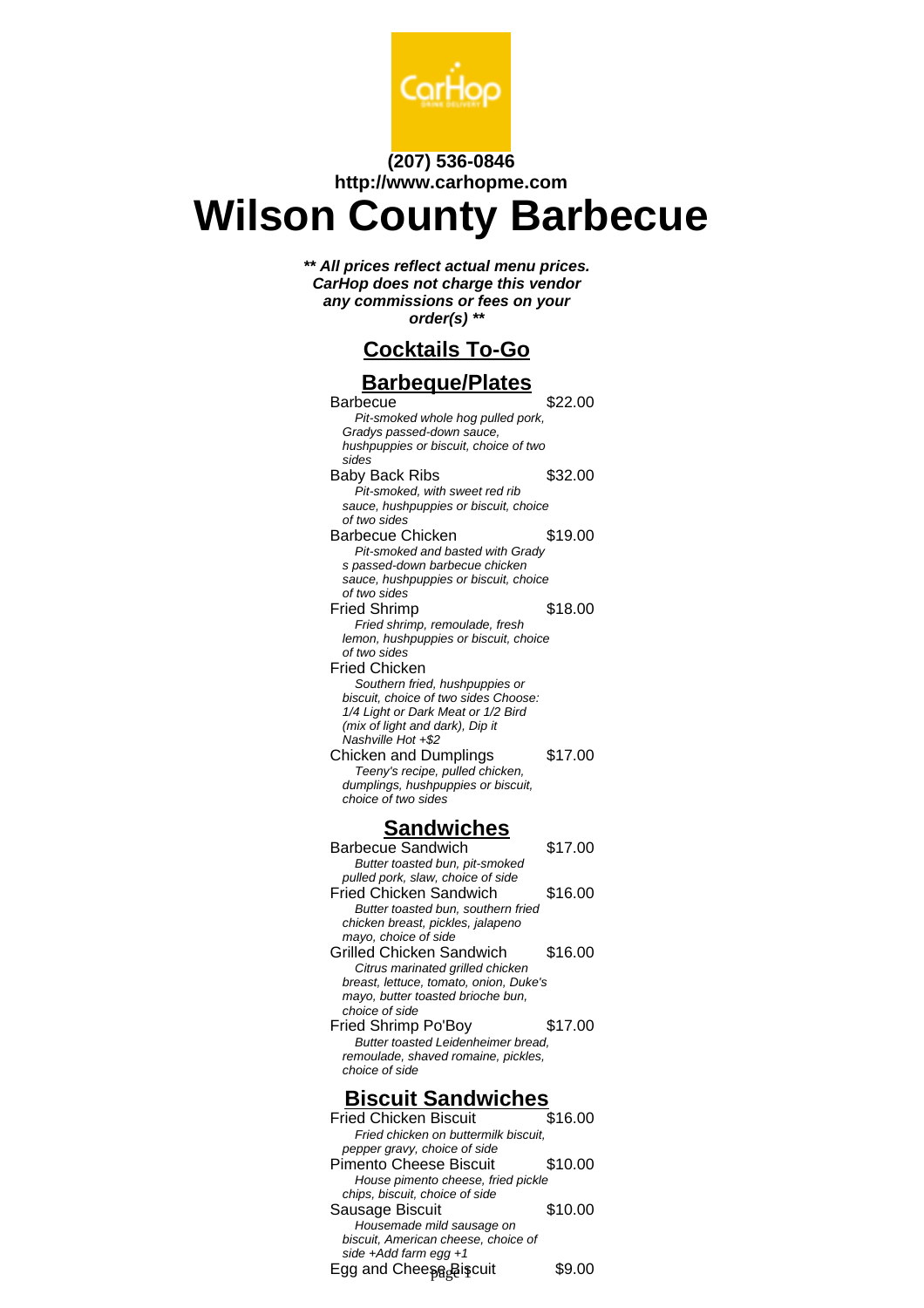(207) 536-0846
http://www.carhopme.com

# Wilson County Barbecue

***** All prices reflect actual menu prices. CarHop does not charge this vendor any commissions or fees on your order(s) *****

## Cocktails To-Go

## Barbeque/Plates

Barbecue $22.00
*Pit-smoked whole hog pulled pork, Gradys passed-down sauce, hushpuppies or biscuit, choice of two sides*

Baby Back Ribs $32.00
*Pit-smoked, with sweet red rib sauce, hushpuppies or biscuit, choice of two sides*

Barbecue Chicken $19.00
*Pit-smoked and basted with Grady s passed-down barbecue chicken sauce, hushpuppies or biscuit, choice of two sides*

Fried Shrimp $18.00
*Fried shrimp, remoulade, fresh lemon, hushpuppies or biscuit, choice of two sides*

Fried Chicken
*Southern fried, hushpuppies or biscuit, choice of two sides Choose: 1/4 Light or Dark Meat or 1/2 Bird (mix of light and dark), Dip it Nashville Hot +$2*

Chicken and Dumplings $17.00
*Teeny's recipe, pulled chicken, dumplings, hushpuppies or biscuit, choice of two sides*

## Sandwiches

Barbecue Sandwich $17.00
*Butter toasted bun, pit-smoked pulled pork, slaw, choice of side*

Fried Chicken Sandwich $16.00
*Butter toasted bun, southern fried chicken breast, pickles, jalapeno mayo, choice of side*

Grilled Chicken Sandwich $16.00
*Citrus marinated grilled chicken breast, lettuce, tomato, onion, Duke's mayo, butter toasted brioche bun, choice of side*

Fried Shrimp Po'Boy $17.00
*Butter toasted Leidenheimer bread, remoulade, shaved romaine, pickles, choice of side*

## Biscuit Sandwiches

Fried Chicken Biscuit $16.00
*Fried chicken on buttermilk biscuit, pepper gravy, choice of side*

Pimento Cheese Biscuit $10.00
*House pimento cheese, fried pickle chips, biscuit, choice of side*

Sausage Biscuit $10.00
*Housemade mild sausage on biscuit, American cheese, choice of side +Add farm egg +1*

Egg and Cheese Biscuit $9.00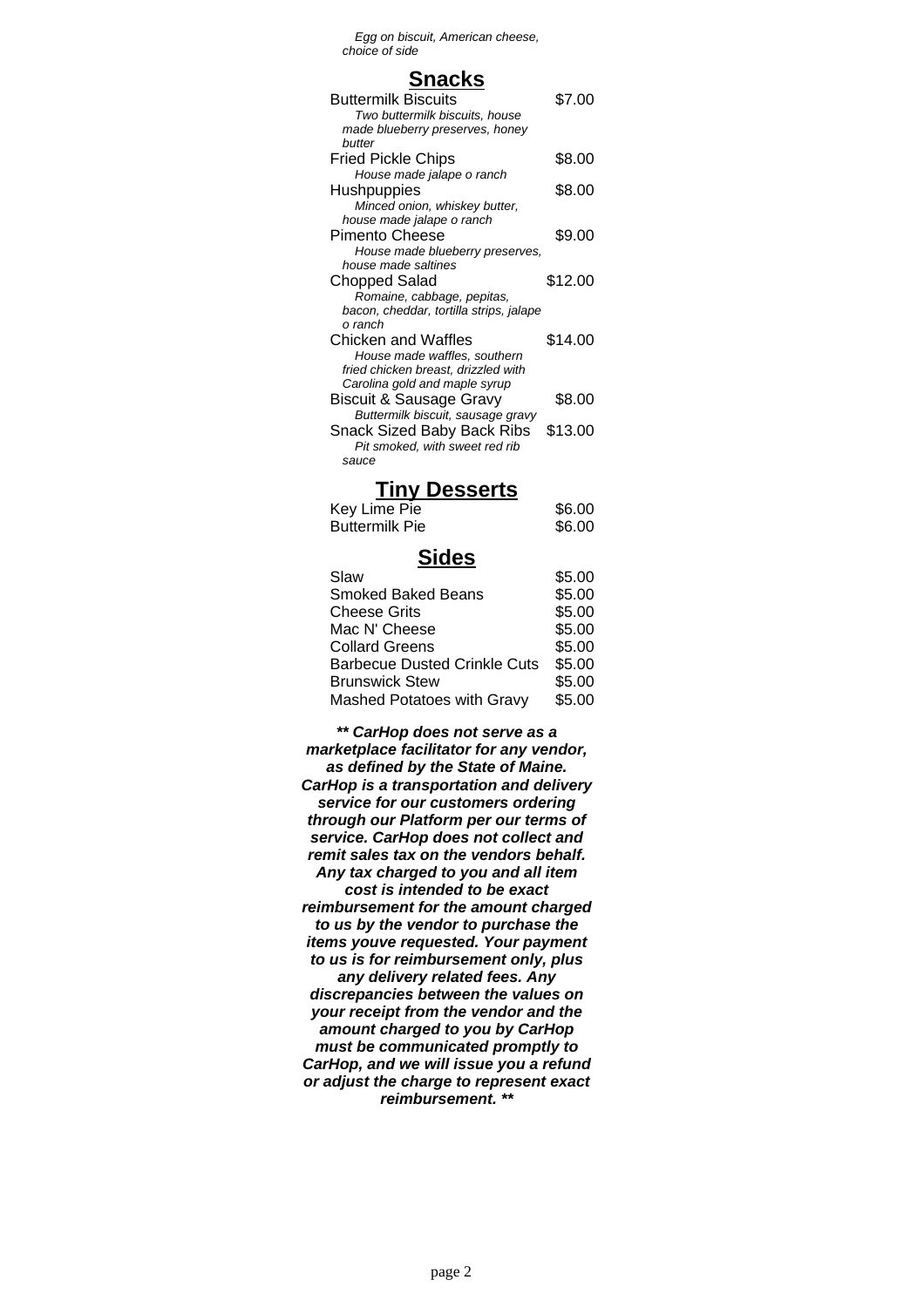*Egg on biscuit, American cheese, choice of side*

## Snacks

| | |
|---|---|
| Buttermilk Biscuits<br>*Two buttermilk biscuits, house made blueberry preserves, honey butter* | $7.00 |
| Fried Pickle Chips<br>*House made jalape o ranch* | $8.00 |
| Hushpuppies<br>*Minced onion, whiskey butter, house made jalape o ranch* | $8.00 |
| Pimento Cheese<br>*House made blueberry preserves, house made saltines* | $9.00 |
| Chopped Salad<br>*Romaine, cabbage, pepitas, bacon, cheddar, tortilla strips, jalape o ranch* | $12.00 |
| Chicken and Waffles<br>*House made waffles, southern fried chicken breast, drizzled with Carolina gold and maple syrup* | $14.00 |
| Biscuit & Sausage Gravy<br>*Buttermilk biscuit, sausage gravy* | $8.00 |
| Snack Sized Baby Back Ribs<br>*Pit smoked, with sweet red rib sauce* | $13.00 |

## Tiny Desserts

| | |
|---|---|
| Key Lime Pie | $6.00 |
| Buttermilk Pie | $6.00 |

## Sides

| | |
|---|---|
| Slaw | $5.00 |
| Smoked Baked Beans | $5.00 |
| Cheese Grits | $5.00 |
| Mac N' Cheese | $5.00 |
| Collard Greens | $5.00 |
| Barbecue Dusted Crinkle Cuts | $5.00 |
| Brunswick Stew | $5.00 |
| Mashed Potatoes with Gravy | $5.00 |

***\*\* CarHop does not serve as a marketplace facilitator for any vendor, as defined by the State of Maine. CarHop is a transportation and delivery service for our customers ordering through our Platform per our terms of service. CarHop does not collect and remit sales tax on the vendors behalf. Any tax charged to you and all item cost is intended to be exact reimbursement for the amount charged to us by the vendor to purchase the items youve requested. Your payment to us is for reimbursement only, plus any delivery related fees. Any discrepancies between the values on your receipt from the vendor and the amount charged to you by CarHop must be communicated promptly to CarHop, and we will issue you a refund or adjust the charge to represent exact reimbursement. \*\****